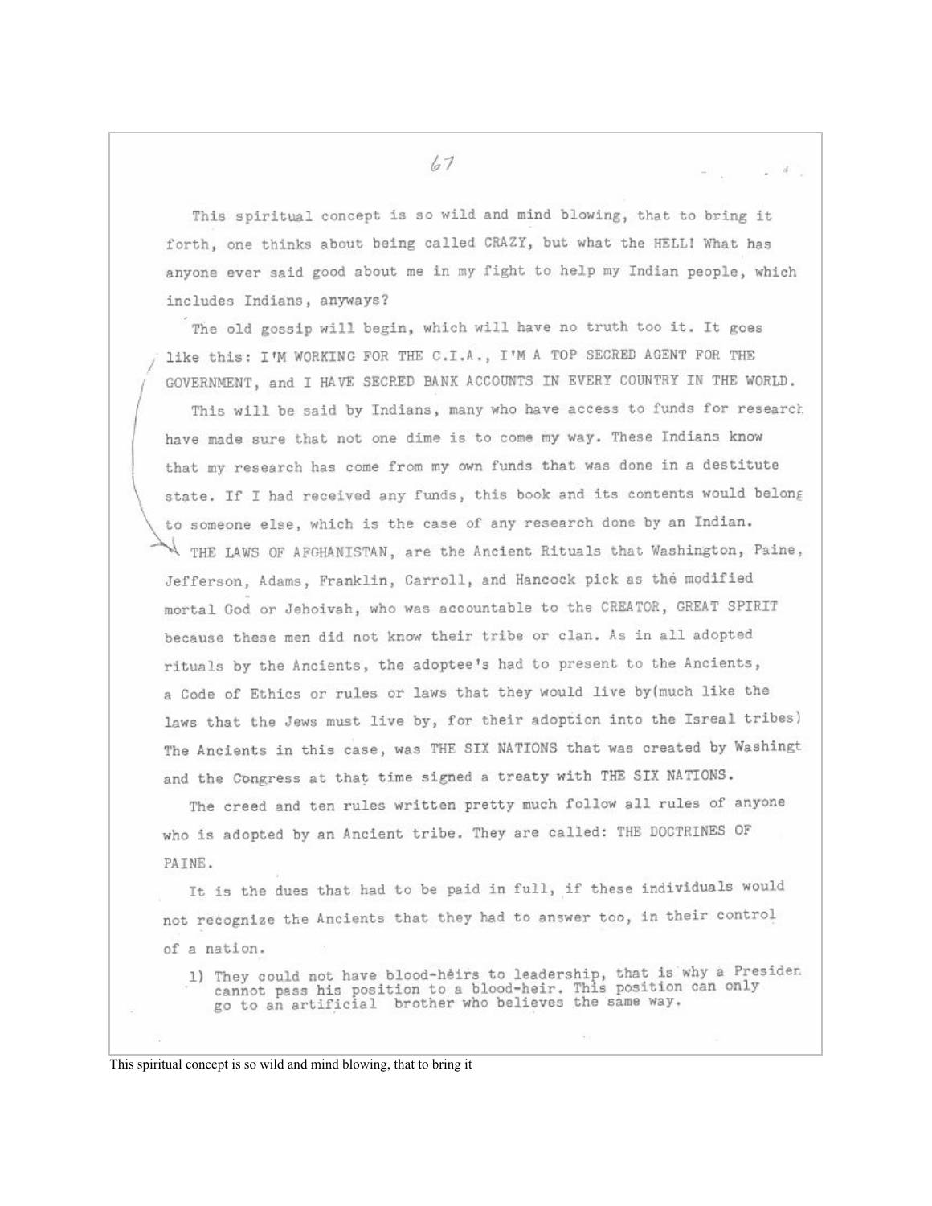This spiritual concept is so wild and mind blowing, that to bring it forth, one thinks about being called CRAZY, but what the HELL! What has anyone ever said good about me in my fight to help my Indian people, which includes Indians, anyways?

The old gossip will begin, which will have no truth too it. It goes like this: I'M WORKING FOR THE C.I.A., I'M A TOP SECRED AGENT FOR THE GOVERNMENT, and I HAVE SECRED BANK ACCOUNTS IN EVERY COUNTRY IN THE WORLD.

This will be said by Indians, many who have access to funds for research have made sure that not one dime is to come my way. These Indians know that my research has come from my own funds that was done in a destitute state. If I had received any funds, this book and its contents would belong to someone else, which is the case of any research done by an Indian.

THE LAWS OF AFGHANISTAN, are the Ancient Rituals that Washington, Paine, Jefferson, Adams, Franklin, Carroll, and Hancock pick as the modified mortal God or Jehoivah, who was accountable to the CREATOR, GREAT SPIRIT because these men did not know their tribe or clan. As in all adopted rituals by the Ancients, the adoptee's had to present to the Ancients, a Code of Ethics or rules or laws that they would live by(much like the laws that the Jews must live by, for their adoption into the Isreal tribes) The Ancients in this case, was THE SIX NATIONS that was created by Washingt and the Congress at that time signed a treaty with THE SIX NATIONS.

The creed and ten rules written pretty much follow all rules of anyone who is adopted by an Ancient tribe. They are called: THE DOCTRINES OF PAINE.

It is the dues that had to be paid in full, if these individuals would not recognize the Ancients that they had to answer too, in their control of a nation.

1) They could not have blood-heirs to leadership, that is why a Presiden cannot pass his position to a blood-heir. This position can only go to an artificial brother who believes the same way.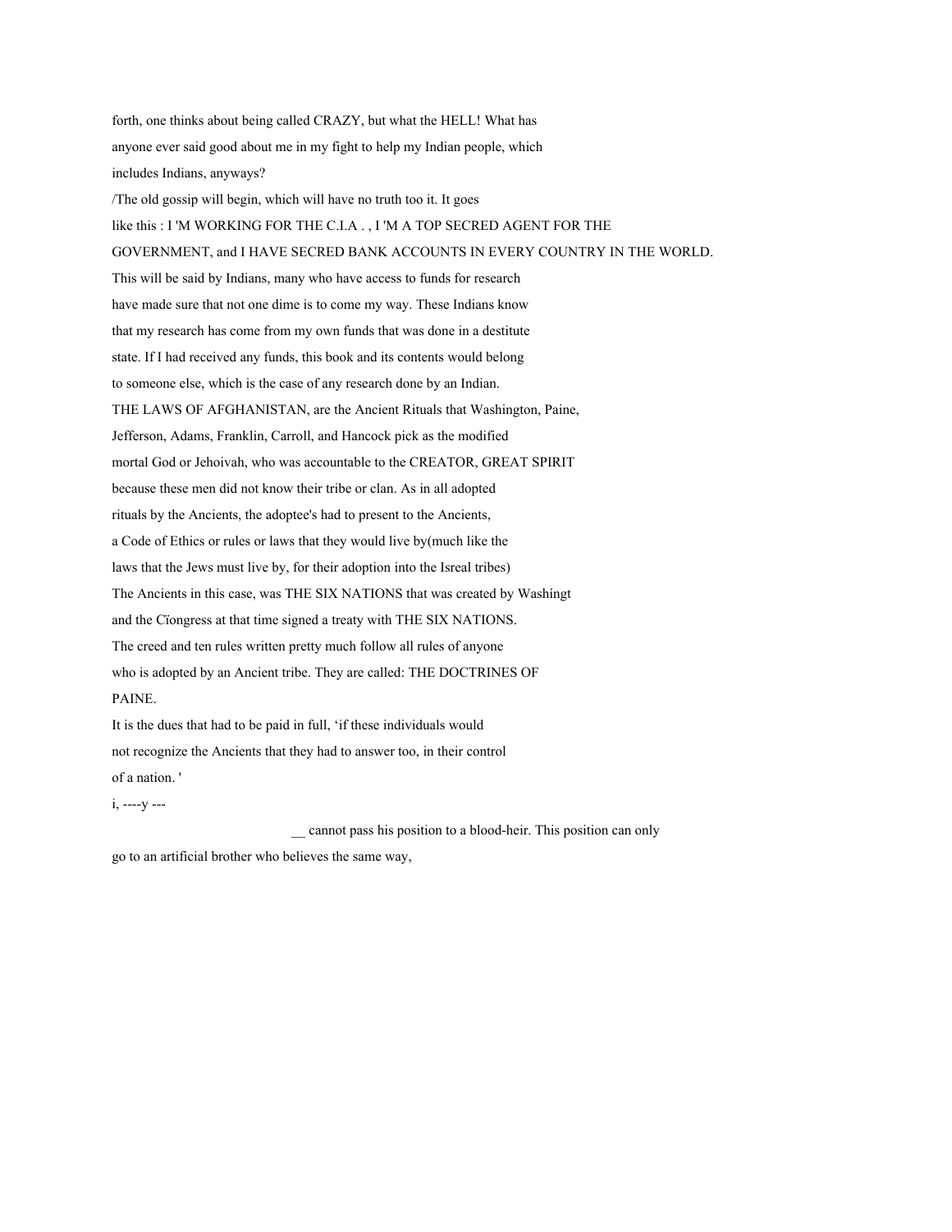forth, one thinks about being called CRAZY, but what the HELL! What has anyone ever said good about me in my fight to help my Indian people, which includes Indians, anyways?

/The old gossip will begin, which will have no truth too it. It goes like this : I 'M WORKING FOR THE C.I.A . , I 'M A TOP SECRED AGENT FOR THE GOVERNMENT, and I HAVE SECRED BANK ACCOUNTS IN EVERY COUNTRY IN THE WORLD.

This will be said by Indians, many who have access to funds for research have made sure that not one dime is to come my way. These Indians know that my research has come from my own funds that was done in a destitute state. If I had received any funds, this book and its contents would belong to someone else, which is the case of any research done by an Indian.

THE LAWS OF AFGHANISTAN, are the Ancient Rituals that Washington, Paine, Jefferson, Adams, Franklin, Carroll, and Hancock pick as the modified mortal God or Jehoivah, who was accountable to the CREATOR, GREAT SPIRIT because these men did not know their tribe or clan. As in all adopted rituals by the Ancients, the adoptee's had to present to the Ancients, a Code of Ethics or rules or laws that they would live by(much like the laws that the Jews must live by, for their adoption into the Isreal tribes)

The Ancients in this case, was THE SIX NATIONS that was created by Washíngt and the Cïongress at that time signed a treaty with THE SIX NATIONS.

The creed and ten rules written pretty much follow all rules of anyone who is adopted by an Ancient tribe. They are called: THE DOCTRINES OF PAINE.

It is the dues that had to be paid in full, ‘if these individuals would not recognize the Ancients that they had to answer too, in their control of a nation. '

i, ----y ---

__ cannot pass his position to a blood-heir. This position can only go to an artificial brother who believes the same way,